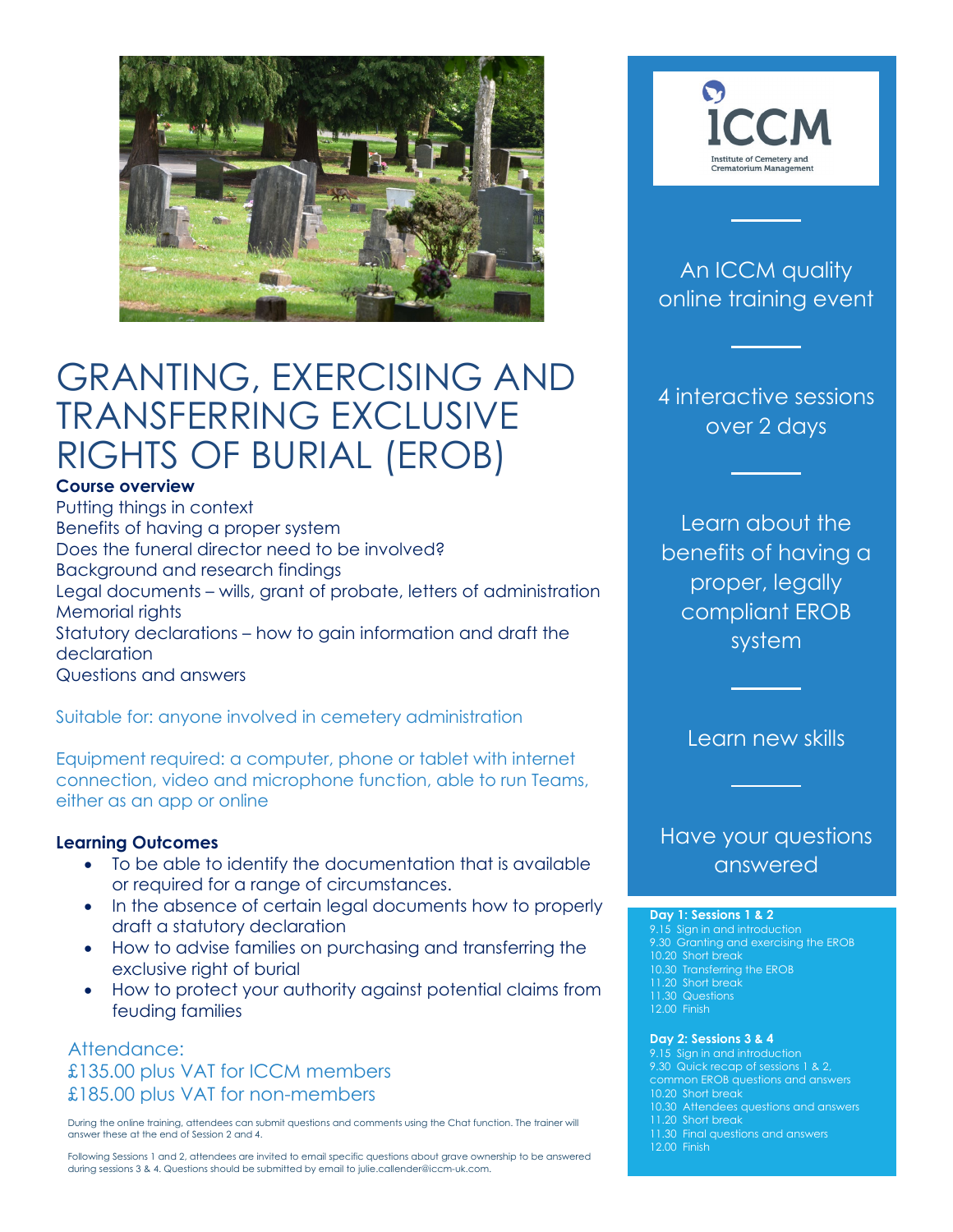# GRANTING, EXERCISING AND TRANSFERRING EXCLUSIVE RIGHTS OF BURIAL (EROB)

**Course overview**

Putting things in context
Benefits of having a proper system
Does the funeral director need to be involved?
Background and research findings
Legal documents – wills, grant of probate, letters of administration
Memorial rights
Statutory declarations – how to gain information and draft the declaration
Questions and answers

Suitable for: anyone involved in cemetery administration

Equipment required: a computer, phone or tablet with internet connection, video and microphone function, able to run Teams, either as an app or online

**Learning Outcomes**

- To be able to identify the documentation that is available or required for a range of circumstances.
- In the absence of certain legal documents how to properly draft a statutory declaration
- How to advise families on purchasing and transferring the exclusive right of burial
- How to protect your authority against potential claims from feuding families

Attendance:
£135.00 plus VAT for ICCM members
£185.00 plus VAT for non-members

During the online training, attendees can submit questions and comments using the Chat function. The trainer will answer these at the end of Session 2 and 4.

Following Sessions 1 and 2, attendees are invited to email specific questions about grave ownership to be answered during sessions 3 & 4. Questions should be submitted by email to julie.callender@iccm-uk.com.

ICCM
Institute of Cemetery and Crematorium Management

An ICCM quality online training event

4 interactive sessions over 2 days

Learn about the benefits of having a proper, legally compliant EROB system

Learn new skills

Have your questions answered

**Day 1: Sessions 1 & 2**
9.15 Sign in and introduction
9.30 Granting and exercising the EROB
10.20 Short break
10.30 Transferring the EROB
11.20 Short break
11.30 Questions
12.00 Finish

**Day 2: Sessions 3 & 4**
9.15 Sign in and introduction
9.30 Quick recap of sessions 1 & 2, common EROB questions and answers
10.20 Short break
10.30 Attendees questions and answers
11.20 Short break
11.30 Final questions and answers
12.00 Finish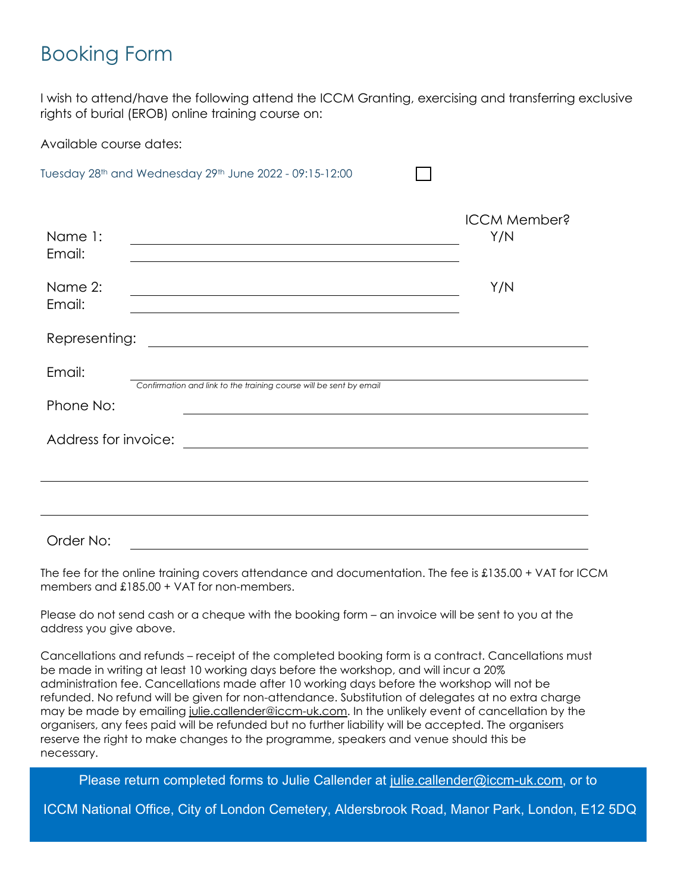# Booking Form

I wish to attend/have the following attend the ICCM Granting, exercising and transferring exclusive rights of burial (EROB) online training course on:

Available course dates:

Tuesday 28th and Wednesday 29th June 2022 - 09:15-12:00 ☐

| | | ICCM Member? |
|---|---|---|
| Name 1: | ______________________________ | Y/N |
| Email: | ______________________________ | |
| Name 2: | ______________________________ | Y/N |
| Email: | ______________________________ | |

Representing: ______________________________

Email: ______________________________

*Confirmation and link to the training course will be sent by email*

Phone No: ______________________________

Address for invoice: ______________________________

______________________________

______________________________

Order No: ______________________________

The fee for the online training covers attendance and documentation. The fee is £135.00 + VAT for ICCM members and £185.00 + VAT for non-members.

Please do not send cash or a cheque with the booking form – an invoice will be sent to you at the address you give above.

Cancellations and refunds – receipt of the completed booking form is a contract. Cancellations must be made in writing at least 10 working days before the workshop, and will incur a 20% administration fee. Cancellations made after 10 working days before the workshop will not be refunded. No refund will be given for non-attendance. Substitution of delegates at no extra charge may be made by emailing julie.callender@iccm-uk.com. In the unlikely event of cancellation by the organisers, any fees paid will be refunded but no further liability will be accepted. The organisers reserve the right to make changes to the programme, speakers and venue should this be necessary.

Please return completed forms to Julie Callender at julie.callender@iccm-uk.com, or to

ICCM National Office, City of London Cemetery, Aldersbrook Road, Manor Park, London, E12 5DQ